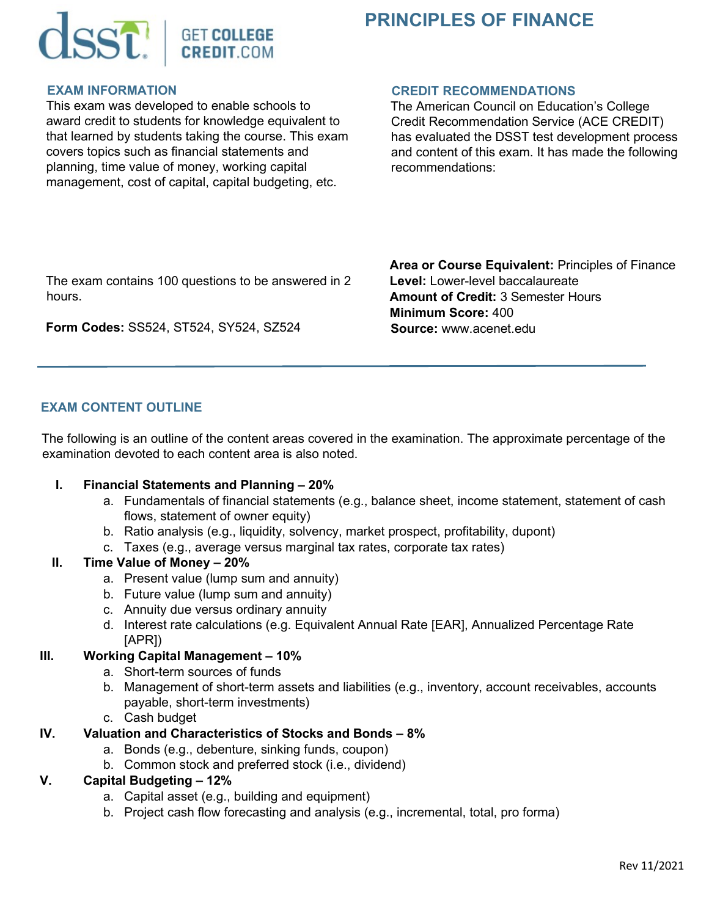# PRINCIPLES OF FINANCE

## EXAM INFORMATION

This exam was developed to enable schools to award credit to students for knowledge equivalent to that learned by students taking the course. This exam covers topics such as financial statements and planning, time value of money, working capital management, cost of capital, capital budgeting, etc.

The exam contains 100 questions to be answered in 2 hours.

**Form Codes:** SS524, ST524, SY524, SZ524

## CREDIT RECOMMENDATIONS

The American Council on Education's College Credit Recommendation Service (ACE CREDIT) has evaluated the DSST test development process and content of this exam. It has made the following recommendations:

**Area or Course Equivalent:** Principles of Finance
**Level:** Lower-level baccalaureate
**Amount of Credit:** 3 Semester Hours
**Minimum Score:** 400
**Source:** www.acenet.edu

---

## EXAM CONTENT OUTLINE

The following is an outline of the content areas covered in the examination. The approximate percentage of the examination devoted to each content area is also noted.

I. **Financial Statements and Planning – 20%**
   a. Fundamentals of financial statements (e.g., balance sheet, income statement, statement of cash flows, statement of owner equity)
   b. Ratio analysis (e.g., liquidity, solvency, market prospect, profitability, dupont)
   c. Taxes (e.g., average versus marginal tax rates, corporate tax rates)

II. **Time Value of Money – 20%**
   a. Present value (lump sum and annuity)
   b. Future value (lump sum and annuity)
   c. Annuity due versus ordinary annuity
   d. Interest rate calculations (e.g. Equivalent Annual Rate [EAR], Annualized Percentage Rate [APR])

III. **Working Capital Management – 10%**
   a. Short-term sources of funds
   b. Management of short-term assets and liabilities (e.g., inventory, account receivables, accounts payable, short-term investments)
   c. Cash budget

IV. **Valuation and Characteristics of Stocks and Bonds – 8%**
   a. Bonds (e.g., debenture, sinking funds, coupon)
   b. Common stock and preferred stock (i.e., dividend)

V. **Capital Budgeting – 12%**
   a. Capital asset (e.g., building and equipment)
   b. Project cash flow forecasting and analysis (e.g., incremental, total, pro forma)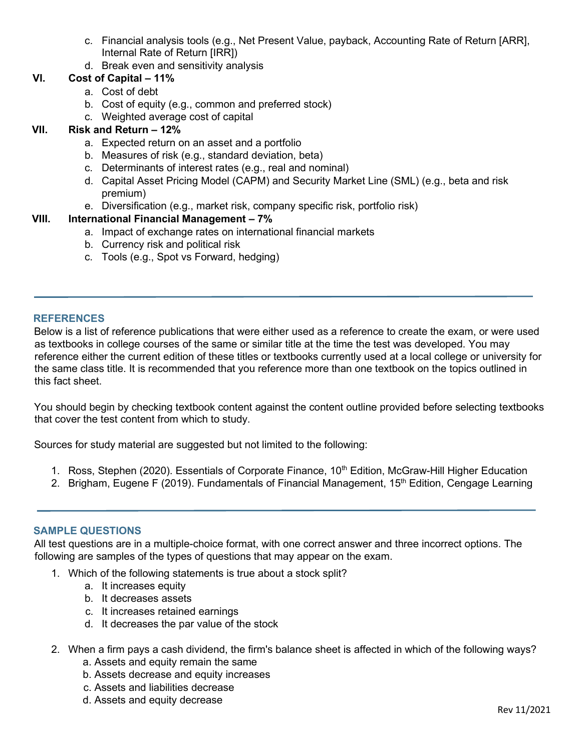c. Financial analysis tools (e.g., Net Present Value, payback, Accounting Rate of Return [ARR], Internal Rate of Return [IRR])
   d. Break even and sensitivity analysis

**VI. Cost of Capital – 11%**

   a. Cost of debt
   b. Cost of equity (e.g., common and preferred stock)
   c. Weighted average cost of capital

**VII. Risk and Return – 12%**

   a. Expected return on an asset and a portfolio
   b. Measures of risk (e.g., standard deviation, beta)
   c. Determinants of interest rates (e.g., real and nominal)
   d. Capital Asset Pricing Model (CAPM) and Security Market Line (SML) (e.g., beta and risk premium)
   e. Diversification (e.g., market risk, company specific risk, portfolio risk)

**VIII. International Financial Management – 7%**

   a. Impact of exchange rates on international financial markets
   b. Currency risk and political risk
   c. Tools (e.g., Spot vs Forward, hedging)

---

## REFERENCES

Below is a list of reference publications that were either used as a reference to create the exam, or were used as textbooks in college courses of the same or similar title at the time the test was developed. You may reference either the current edition of these titles or textbooks currently used at a local college or university for the same class title. It is recommended that you reference more than one textbook on the topics outlined in this fact sheet.

You should begin by checking textbook content against the content outline provided before selecting textbooks that cover the test content from which to study.

Sources for study material are suggested but not limited to the following:

1. Ross, Stephen (2020). Essentials of Corporate Finance, 10th Edition, McGraw-Hill Higher Education
2. Brigham, Eugene F (2019). Fundamentals of Financial Management, 15th Edition, Cengage Learning

---

## SAMPLE QUESTIONS

All test questions are in a multiple-choice format, with one correct answer and three incorrect options. The following are samples of the types of questions that may appear on the exam.

1. Which of the following statements is true about a stock split?
   a. It increases equity
   b. It decreases assets
   c. It increases retained earnings
   d. It decreases the par value of the stock

2. When a firm pays a cash dividend, the firm's balance sheet is affected in which of the following ways?
   a. Assets and equity remain the same
   b. Assets decrease and equity increases
   c. Assets and liabilities decrease
   d. Assets and equity decrease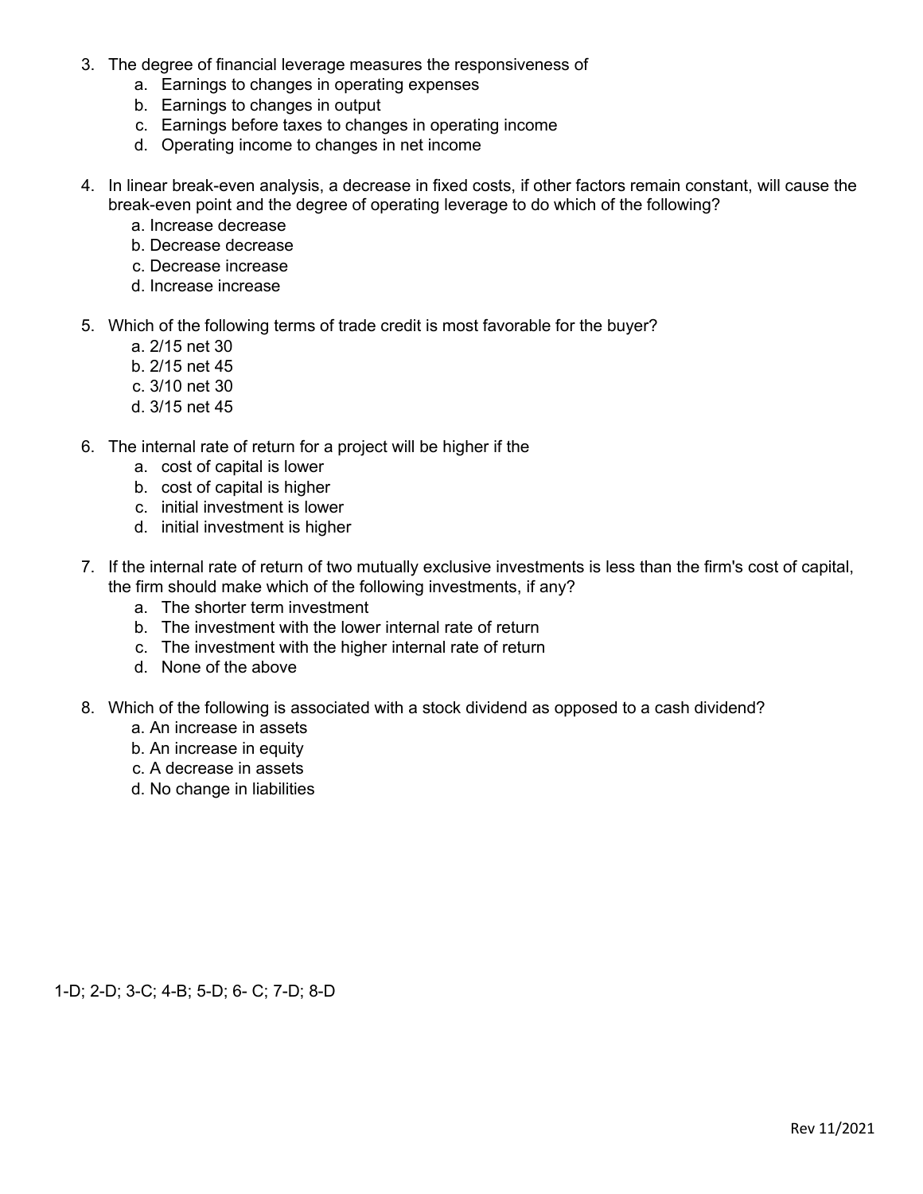3. The degree of financial leverage measures the responsiveness of
   a. Earnings to changes in operating expenses
   b. Earnings to changes in output
   c. Earnings before taxes to changes in operating income
   d. Operating income to changes in net income

4. In linear break-even analysis, a decrease in fixed costs, if other factors remain constant, will cause the break-even point and the degree of operating leverage to do which of the following?
   a. Increase decrease
   b. Decrease decrease
   c. Decrease increase
   d. Increase increase

5. Which of the following terms of trade credit is most favorable for the buyer?
   a. 2/15 net 30
   b. 2/15 net 45
   c. 3/10 net 30
   d. 3/15 net 45

6. The internal rate of return for a project will be higher if the
   a. cost of capital is lower
   b. cost of capital is higher
   c. initial investment is lower
   d. initial investment is higher

7. If the internal rate of return of two mutually exclusive investments is less than the firm's cost of capital, the firm should make which of the following investments, if any?
   a. The shorter term investment
   b. The investment with the lower internal rate of return
   c. The investment with the higher internal rate of return
   d. None of the above

8. Which of the following is associated with a stock dividend as opposed to a cash dividend?
   a. An increase in assets
   b. An increase in equity
   c. A decrease in assets
   d. No change in liabilities

1-D; 2-D; 3-C; 4-B; 5-D; 6- C; 7-D; 8-D

Rev 11/2021